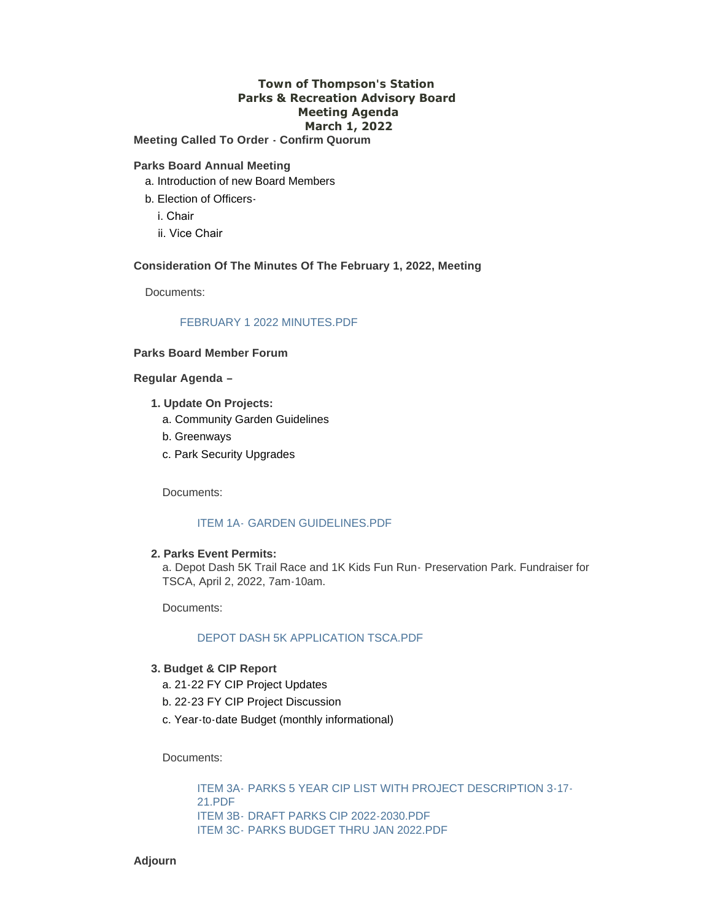# Town of Thompson's Station
## Parks & Recreation Advisory Board
## Meeting Agenda
## March 1, 2022

**Meeting Called To Order - Confirm Quorum**

**Parks Board Annual Meeting**

a. Introduction of new Board Members

b. Election of Officers-

i. Chair

ii. Vice Chair

**Consideration Of The Minutes Of The February 1, 2022, Meeting**

Documents:

FEBRUARY 1 2022 MINUTES.PDF

**Parks Board Member Forum**

**Regular Agenda –**

1. **Update On Projects:**
   a. Community Garden Guidelines
   b. Greenways
   c. Park Security Upgrades

   Documents:

   ITEM 1A- GARDEN GUIDELINES.PDF

2. **Parks Event Permits:**
   a. Depot Dash 5K Trail Race and 1K Kids Fun Run- Preservation Park. Fundraiser for TSCA, April 2, 2022, 7am-10am.

   Documents:

   DEPOT DASH 5K APPLICATION TSCA.PDF

3. **Budget & CIP Report**
   a. 21-22 FY CIP Project Updates
   b. 22-23 FY CIP Project Discussion
   c. Year-to-date Budget (monthly informational)

   Documents:

   ITEM 3A- PARKS 5 YEAR CIP LIST WITH PROJECT DESCRIPTION 3-17-21.PDF
   ITEM 3B- DRAFT PARKS CIP 2022-2030.PDF
   ITEM 3C- PARKS BUDGET THRU JAN 2022.PDF

**Adjourn**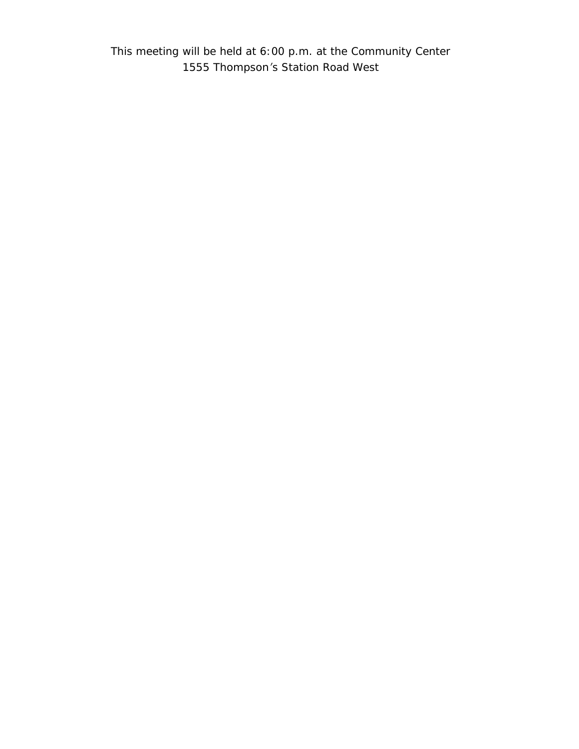This meeting will be held at 6:00 p.m. at the Community Center
1555 Thompson's Station Road West